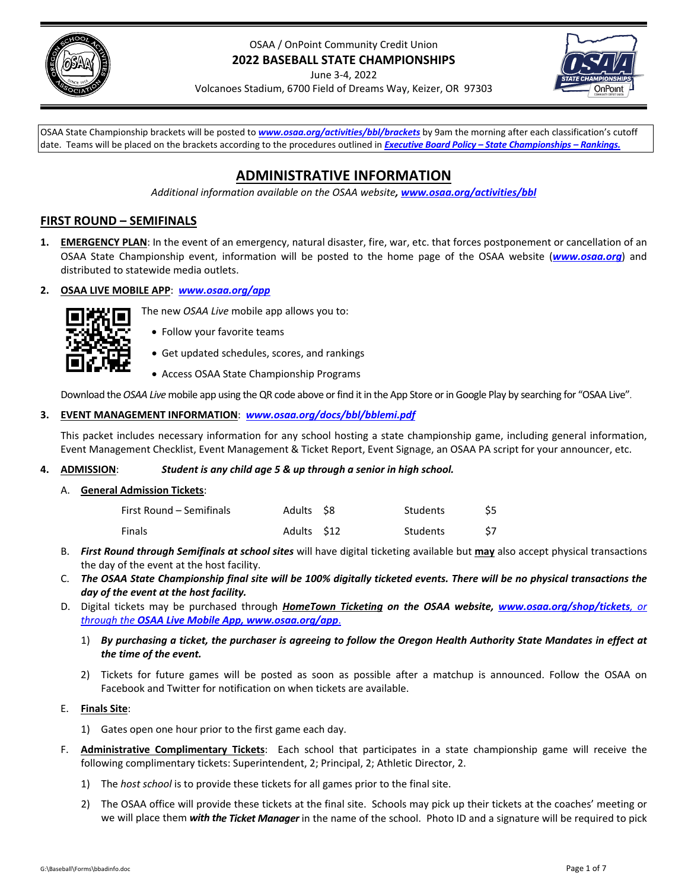OSAA / OnPoint Community Credit Union

**2022 BASEBALL STATE CHAMPIONSHIPS**

June 3-4, 2022

Volcanoes Stadium, 6700 Field of Dreams Way, Keizer, OR 97303

OSAA State Championship brackets will be posted to ***www.osaa.org/activities/bbl/brackets*** by 9am the morning after each classification's cutoff date. Teams will be placed on the brackets according to the procedures outlined in ***Executive Board Policy – State Championships – Rankings.***

# ADMINISTRATIVE INFORMATION

*Additional information available on the OSAA website, **www.osaa.org/activities/bbl***

## FIRST ROUND – SEMIFINALS

1. **EMERGENCY PLAN**: In the event of an emergency, natural disaster, fire, war, etc. that forces postponement or cancellation of an OSAA State Championship event, information will be posted to the home page of the OSAA website (***www.osaa.org***) and distributed to statewide media outlets.

2. **OSAA LIVE MOBILE APP**: ***www.osaa.org/app***

   The new *OSAA Live* mobile app allows you to:
   - Follow your favorite teams
   - Get updated schedules, scores, and rankings
   - Access OSAA State Championship Programs

   Download the *OSAA Live* mobile app using the QR code above or find it in the App Store or in Google Play by searching for "OSAA Live".

3. **EVENT MANAGEMENT INFORMATION**: ***www.osaa.org/docs/bbl/bblemi.pdf***

   This packet includes necessary information for any school hosting a state championship game, including general information, Event Management Checklist, Event Management & Ticket Report, Event Signage, an OSAA PA script for your announcer, etc.

4. **ADMISSION**: ***Student is any child age 5 & up through a senior in high school.***

   A. **General Admission Tickets**:

   | | | | | |
   |---|---|---|---|---|
   | First Round – Semifinals | Adults | $8 | Students | $5 |
   | Finals | Adults | $12 | Students | $7 |

   B. ***First Round through Semifinals at school sites*** will have digital ticketing available but **may** also accept physical transactions the day of the event at the host facility.

   C. ***The OSAA State Championship final site will be 100% digitally ticketed events. There will be no physical transactions the day of the event at the host facility.***

   D. Digital tickets may be purchased through ***HomeTown Ticketing on the OSAA website, www.osaa.org/shop/tickets****, or through the **OSAA Live Mobile App, www.osaa.org/app**.*

      1) ***By purchasing a ticket, the purchaser is agreeing to follow the Oregon Health Authority State Mandates in effect at the time of the event.***

      2) Tickets for future games will be posted as soon as possible after a matchup is announced. Follow the OSAA on Facebook and Twitter for notification on when tickets are available.

   E. **Finals Site**:

      1) Gates open one hour prior to the first game each day.

   F. **Administrative Complimentary Tickets**: Each school that participates in a state championship game will receive the following complimentary tickets: Superintendent, 2; Principal, 2; Athletic Director, 2.

      1) The *host school* is to provide these tickets for all games prior to the final site.

      2) The OSAA office will provide these tickets at the final site. Schools may pick up their tickets at the coaches' meeting or we will place them ***with the Ticket Manager*** in the name of the school. Photo ID and a signature will be required to pick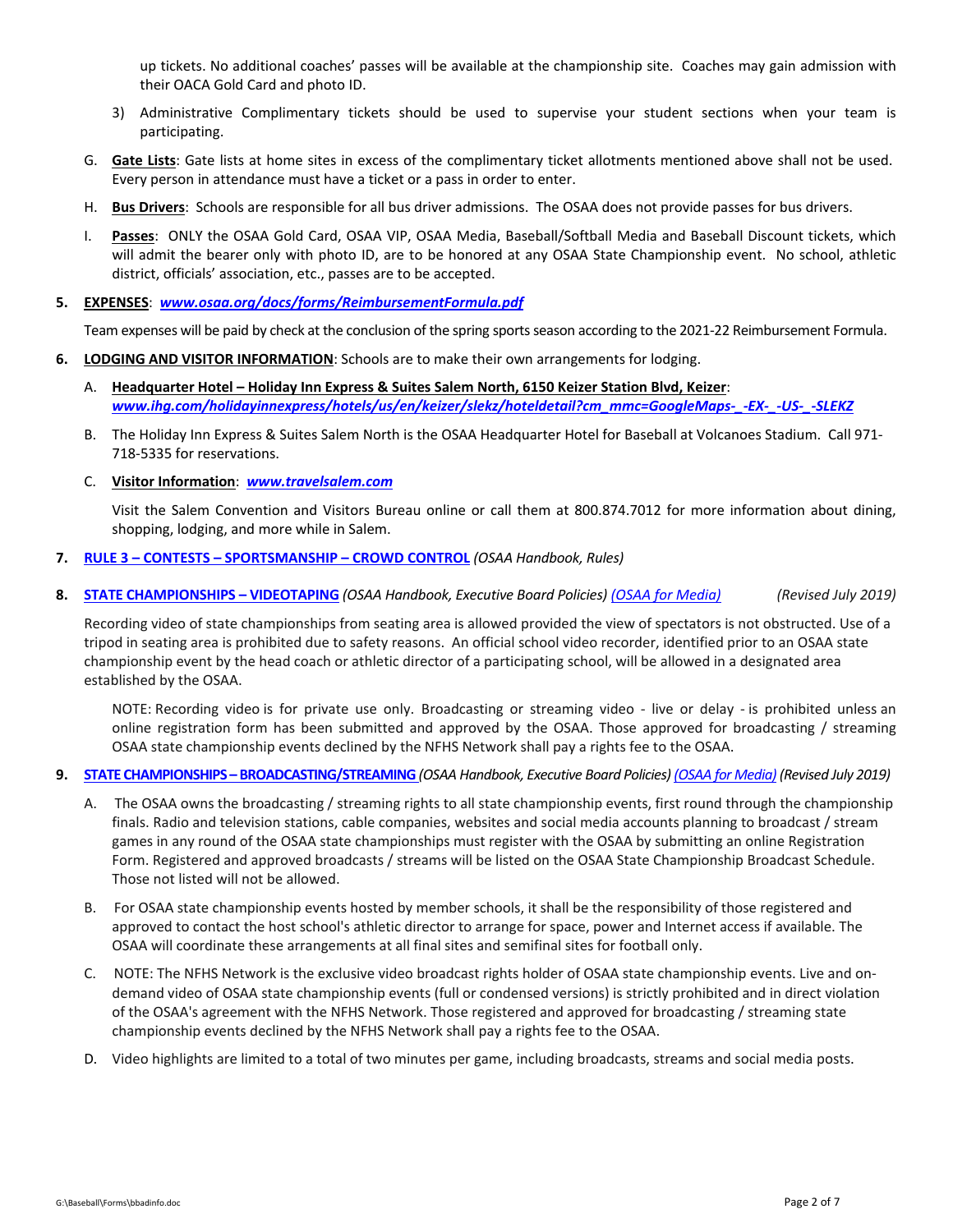up tickets. No additional coaches' passes will be available at the championship site. Coaches may gain admission with their OACA Gold Card and photo ID.

3) Administrative Complimentary tickets should be used to supervise your student sections when your team is participating.

G. **Gate Lists**: Gate lists at home sites in excess of the complimentary ticket allotments mentioned above shall not be used. Every person in attendance must have a ticket or a pass in order to enter.

H. **Bus Drivers**: Schools are responsible for all bus driver admissions. The OSAA does not provide passes for bus drivers.

I. **Passes**: ONLY the OSAA Gold Card, OSAA VIP, OSAA Media, Baseball/Softball Media and Baseball Discount tickets, which will admit the bearer only with photo ID, are to be honored at any OSAA State Championship event. No school, athletic district, officials' association, etc., passes are to be accepted.

**5. EXPENSES**: ***www.osaa.org/docs/forms/ReimbursementFormula.pdf***

Team expenses will be paid by check at the conclusion of the spring sports season according to the 2021-22 Reimbursement Formula.

**6. LODGING AND VISITOR INFORMATION**: Schools are to make their own arrangements for lodging.

A. **Headquarter Hotel – Holiday Inn Express & Suites Salem North, 6150 Keizer Station Blvd, Keizer**: ***www.ihg.com/holidayinnexpress/hotels/us/en/keizer/slekz/hoteldetail?cm_mmc=GoogleMaps-_-EX-_-US-_-SLEKZ***

B. The Holiday Inn Express & Suites Salem North is the OSAA Headquarter Hotel for Baseball at Volcanoes Stadium. Call 971-718-5335 for reservations.

C. **Visitor Information**: ***www.travelsalem.com***

Visit the Salem Convention and Visitors Bureau online or call them at 800.874.7012 for more information about dining, shopping, lodging, and more while in Salem.

**7. RULE 3 – CONTESTS – SPORTSMANSHIP – CROWD CONTROL** *(OSAA Handbook, Rules)*

**8. STATE CHAMPIONSHIPS – VIDEOTAPING** *(OSAA Handbook, Executive Board Policies) (OSAA for Media) (Revised July 2019)*

Recording video of state championships from seating area is allowed provided the view of spectators is not obstructed. Use of a tripod in seating area is prohibited due to safety reasons. An official school video recorder, identified prior to an OSAA state championship event by the head coach or athletic director of a participating school, will be allowed in a designated area established by the OSAA.

NOTE: Recording video is for private use only. Broadcasting or streaming video - live or delay - is prohibited unless an online registration form has been submitted and approved by the OSAA. Those approved for broadcasting / streaming OSAA state championship events declined by the NFHS Network shall pay a rights fee to the OSAA.

**9. STATE CHAMPIONSHIPS – BROADCASTING/STREAMING** *(OSAA Handbook, Executive Board Policies) (OSAA for Media) (Revised July 2019)*

A. The OSAA owns the broadcasting / streaming rights to all state championship events, first round through the championship finals. Radio and television stations, cable companies, websites and social media accounts planning to broadcast / stream games in any round of the OSAA state championships must register with the OSAA by submitting an online Registration Form. Registered and approved broadcasts / streams will be listed on the OSAA State Championship Broadcast Schedule. Those not listed will not be allowed.

B. For OSAA state championship events hosted by member schools, it shall be the responsibility of those registered and approved to contact the host school's athletic director to arrange for space, power and Internet access if available. The OSAA will coordinate these arrangements at all final sites and semifinal sites for football only.

C. NOTE: The NFHS Network is the exclusive video broadcast rights holder of OSAA state championship events. Live and on-demand video of OSAA state championship events (full or condensed versions) is strictly prohibited and in direct violation of the OSAA's agreement with the NFHS Network. Those registered and approved for broadcasting / streaming state championship events declined by the NFHS Network shall pay a rights fee to the OSAA.

D. Video highlights are limited to a total of two minutes per game, including broadcasts, streams and social media posts.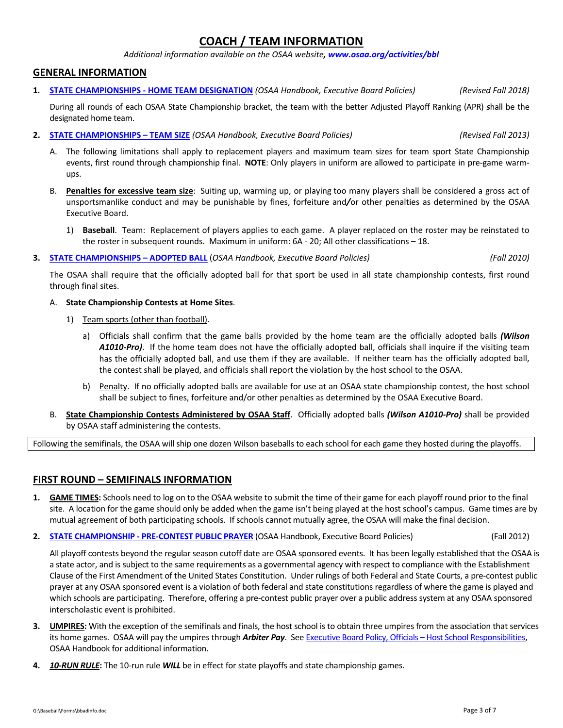# COACH / TEAM INFORMATION

*Additional information available on the OSAA website, **www.osaa.org/activities/bbl***

## GENERAL INFORMATION

**1. STATE CHAMPIONSHIPS - HOME TEAM DESIGNATION** *(OSAA Handbook, Executive Board Policies)* *(Revised Fall 2018)*

During all rounds of each OSAA State Championship bracket, the team with the better Adjusted Playoff Ranking (APR) *s*hall be the designated home team.

**2. STATE CHAMPIONSHIPS – TEAM SIZE** *(OSAA Handbook, Executive Board Policies)* *(Revised Fall 2013)*

A. The following limitations shall apply to replacement players and maximum team sizes for team sport State Championship events, first round through championship final. **NOTE**: Only players in uniform are allowed to participate in pre-game warm-ups.

B. **Penalties for excessive team size**: Suiting up, warming up, or playing too many players shall be considered a gross act of unsportsmanlike conduct and may be punishable by fines, forfeiture and*/*or other penalties as determined by the OSAA Executive Board.

1) **Baseball**. Team: Replacement of players applies to each game. A player replaced on the roster may be reinstated to the roster in subsequent rounds. Maximum in uniform: 6A - 20; All other classifications – 18.

**3. STATE CHAMPIONSHIPS – ADOPTED BALL** (*OSAA Handbook, Executive Board Policies)* *(Fall 2010)*

The OSAA shall require that the officially adopted ball for that sport be used in all state championship contests, first round through final sites.

A. **State Championship Contests at Home Sites**.

1) Team sports (other than football).

a) Officials shall confirm that the game balls provided by the home team are the officially adopted balls ***(Wilson A1010-Pro)***. If the home team does not have the officially adopted ball, officials shall inquire if the visiting team has the officially adopted ball, and use them if they are available. If neither team has the officially adopted ball, the contest shall be played, and officials shall report the violation by the host school to the OSAA.

b) Penalty. If no officially adopted balls are available for use at an OSAA state championship contest, the host school shall be subject to fines, forfeiture and/or other penalties as determined by the OSAA Executive Board.

B. **State Championship Contests Administered by OSAA Staff**. Officially adopted balls ***(Wilson A1010-Pro)*** shall be provided by OSAA staff administering the contests.

Following the semifinals, the OSAA will ship one dozen Wilson baseballs to each school for each game they hosted during the playoffs.

## FIRST ROUND – SEMIFINALS INFORMATION

1. **GAME TIMES:** Schools need to log on to the OSAA website to submit the time of their game for each playoff round prior to the final site. A location for the game should only be added when the game isn't being played at the host school's campus. Game times are by mutual agreement of both participating schools. If schools cannot mutually agree, the OSAA will make the final decision.

2. **STATE CHAMPIONSHIP - PRE-CONTEST PUBLIC PRAYER** (OSAA Handbook, Executive Board Policies) (Fall 2012)

   All playoff contests beyond the regular season cutoff date are OSAA sponsored events. It has been legally established that the OSAA is a state actor, and is subject to the same requirements as a governmental agency with respect to compliance with the Establishment Clause of the First Amendment of the United States Constitution. Under rulings of both Federal and State Courts, a pre-contest public prayer at any OSAA sponsored event is a violation of both federal and state constitutions regardless of where the game is played and which schools are participating. Therefore, offering a pre-contest public prayer over a public address system at any OSAA sponsored interscholastic event is prohibited.

3. **UMPIRES:** With the exception of the semifinals and finals, the host school is to obtain three umpires from the association that services its home games. OSAA will pay the umpires through ***Arbiter Pay***. See Executive Board Policy, Officials – Host School Responsibilities, OSAA Handbook for additional information.

4. ***10-RUN RULE*:** The 10-run rule ***WILL*** be in effect for state playoffs and state championship games.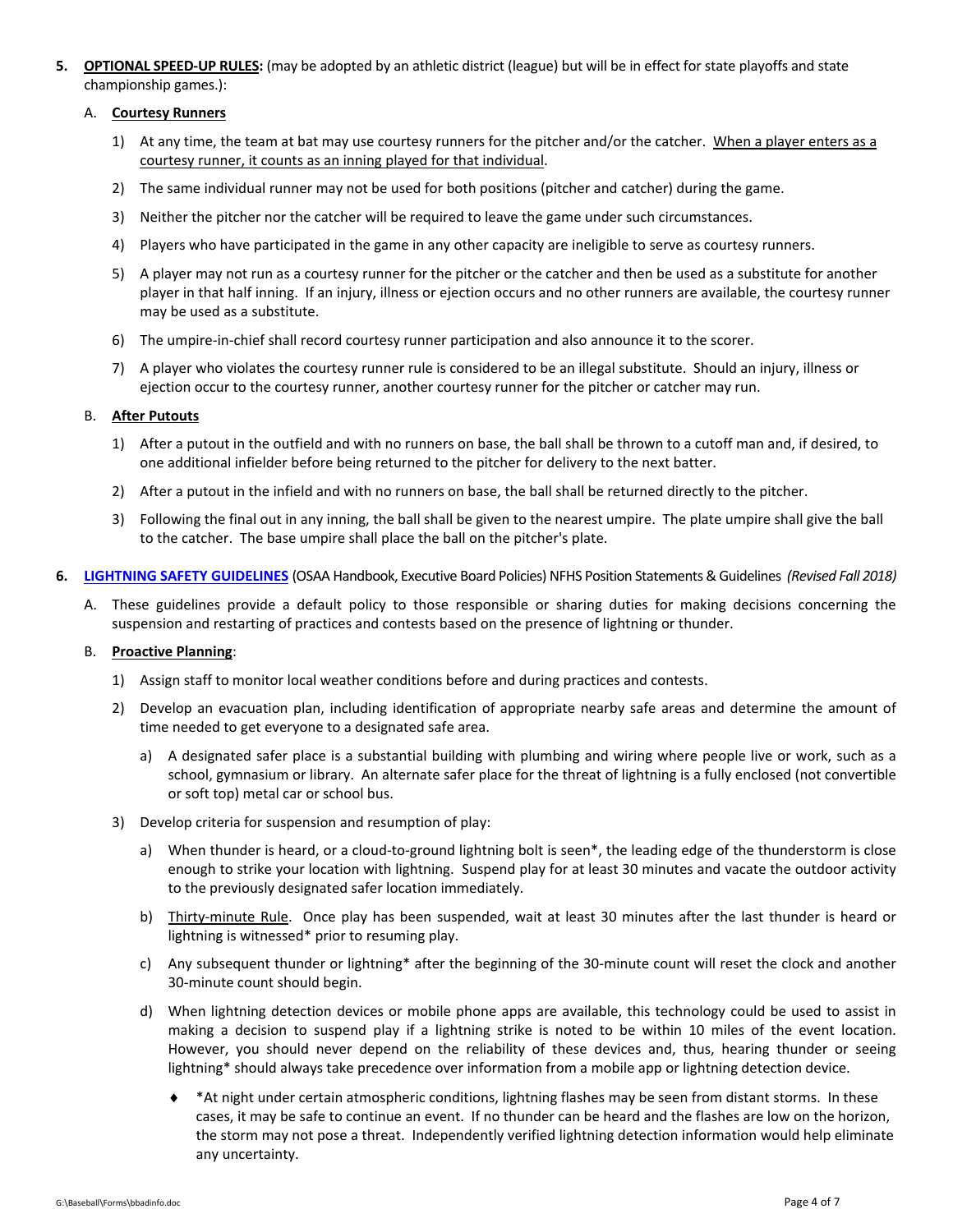5. **OPTIONAL SPEED-UP RULES:** (may be adopted by an athletic district (league) but will be in effect for state playoffs and state championship games.):

   A. **Courtesy Runners**

      1) At any time, the team at bat may use courtesy runners for the pitcher and/or the catcher. When a player enters as a courtesy runner, it counts as an inning played for that individual.

      2) The same individual runner may not be used for both positions (pitcher and catcher) during the game.

      3) Neither the pitcher nor the catcher will be required to leave the game under such circumstances.

      4) Players who have participated in the game in any other capacity are ineligible to serve as courtesy runners.

      5) A player may not run as a courtesy runner for the pitcher or the catcher and then be used as a substitute for another player in that half inning. If an injury, illness or ejection occurs and no other runners are available, the courtesy runner may be used as a substitute.

      6) The umpire-in-chief shall record courtesy runner participation and also announce it to the scorer.

      7) A player who violates the courtesy runner rule is considered to be an illegal substitute. Should an injury, illness or ejection occur to the courtesy runner, another courtesy runner for the pitcher or catcher may run.

   B. **After Putouts**

      1) After a putout in the outfield and with no runners on base, the ball shall be thrown to a cutoff man and, if desired, to one additional infielder before being returned to the pitcher for delivery to the next batter.

      2) After a putout in the infield and with no runners on base, the ball shall be returned directly to the pitcher.

      3) Following the final out in any inning, the ball shall be given to the nearest umpire. The plate umpire shall give the ball to the catcher. The base umpire shall place the ball on the pitcher's plate.

6. **LIGHTNING SAFETY GUIDELINES** (OSAA Handbook, Executive Board Policies) NFHS Position Statements & Guidelines *(Revised Fall 2018)*

   A. These guidelines provide a default policy to those responsible or sharing duties for making decisions concerning the suspension and restarting of practices and contests based on the presence of lightning or thunder.

   B. **Proactive Planning**:

      1) Assign staff to monitor local weather conditions before and during practices and contests.

      2) Develop an evacuation plan, including identification of appropriate nearby safe areas and determine the amount of time needed to get everyone to a designated safe area.

         a) A designated safer place is a substantial building with plumbing and wiring where people live or work, such as a school, gymnasium or library. An alternate safer place for the threat of lightning is a fully enclosed (not convertible or soft top) metal car or school bus.

      3) Develop criteria for suspension and resumption of play:

         a) When thunder is heard, or a cloud-to-ground lightning bolt is seen*, the leading edge of the thunderstorm is close enough to strike your location with lightning. Suspend play for at least 30 minutes and vacate the outdoor activity to the previously designated safer location immediately.

         b) Thirty-minute Rule. Once play has been suspended, wait at least 30 minutes after the last thunder is heard or lightning is witnessed* prior to resuming play.

         c) Any subsequent thunder or lightning* after the beginning of the 30-minute count will reset the clock and another 30-minute count should begin.

         d) When lightning detection devices or mobile phone apps are available, this technology could be used to assist in making a decision to suspend play if a lightning strike is noted to be within 10 miles of the event location. However, you should never depend on the reliability of these devices and, thus, hearing thunder or seeing lightning* should always take precedence over information from a mobile app or lightning detection device.

            - *At night under certain atmospheric conditions, lightning flashes may be seen from distant storms. In these cases, it may be safe to continue an event. If no thunder can be heard and the flashes are low on the horizon, the storm may not pose a threat. Independently verified lightning detection information would help eliminate any uncertainty.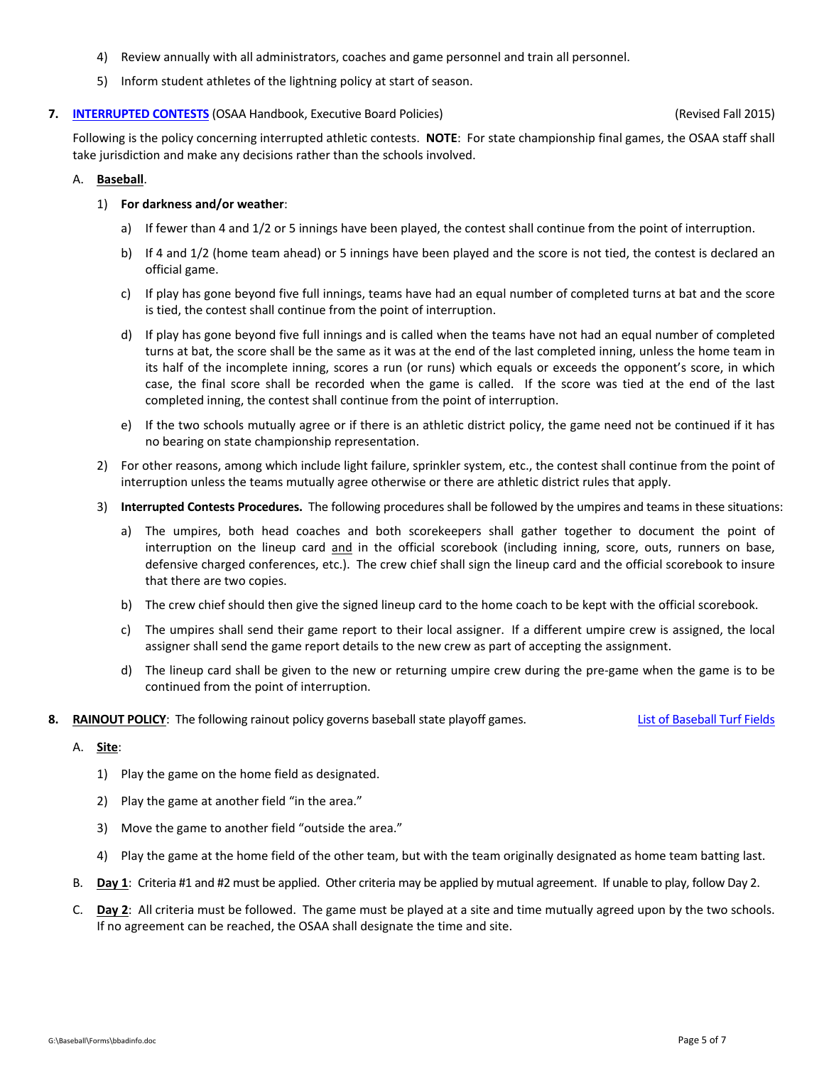4) Review annually with all administrators, coaches and game personnel and train all personnel.

5) Inform student athletes of the lightning policy at start of season.

**7. INTERRUPTED CONTESTS** (OSAA Handbook, Executive Board Policies) (Revised Fall 2015)

Following is the policy concerning interrupted athletic contests. **NOTE**: For state championship final games, the OSAA staff shall take jurisdiction and make any decisions rather than the schools involved.

A. **Baseball**.

1) **For darkness and/or weather**:

a) If fewer than 4 and 1/2 or 5 innings have been played, the contest shall continue from the point of interruption.

b) If 4 and 1/2 (home team ahead) or 5 innings have been played and the score is not tied, the contest is declared an official game.

c) If play has gone beyond five full innings, teams have had an equal number of completed turns at bat and the score is tied, the contest shall continue from the point of interruption.

d) If play has gone beyond five full innings and is called when the teams have not had an equal number of completed turns at bat, the score shall be the same as it was at the end of the last completed inning, unless the home team in its half of the incomplete inning, scores a run (or runs) which equals or exceeds the opponent's score, in which case, the final score shall be recorded when the game is called. If the score was tied at the end of the last completed inning, the contest shall continue from the point of interruption.

e) If the two schools mutually agree or if there is an athletic district policy, the game need not be continued if it has no bearing on state championship representation.

2) For other reasons, among which include light failure, sprinkler system, etc., the contest shall continue from the point of interruption unless the teams mutually agree otherwise or there are athletic district rules that apply.

3) **Interrupted Contests Procedures.** The following procedures shall be followed by the umpires and teams in these situations:

a) The umpires, both head coaches and both scorekeepers shall gather together to document the point of interruption on the lineup card and in the official scorebook (including inning, score, outs, runners on base, defensive charged conferences, etc.). The crew chief shall sign the lineup card and the official scorebook to insure that there are two copies.

b) The crew chief should then give the signed lineup card to the home coach to be kept with the official scorebook.

c) The umpires shall send their game report to their local assigner. If a different umpire crew is assigned, the local assigner shall send the game report details to the new crew as part of accepting the assignment.

d) The lineup card shall be given to the new or returning umpire crew during the pre-game when the game is to be continued from the point of interruption.

**8. RAINOUT POLICY**: The following rainout policy governs baseball state playoff games. List of Baseball Turf Fields

A. **Site**:

1) Play the game on the home field as designated.

2) Play the game at another field "in the area."

3) Move the game to another field "outside the area."

4) Play the game at the home field of the other team, but with the team originally designated as home team batting last.

B. **Day 1**: Criteria #1 and #2 must be applied. Other criteria may be applied by mutual agreement. If unable to play, follow Day 2.

C. **Day 2**: All criteria must be followed. The game must be played at a site and time mutually agreed upon by the two schools. If no agreement can be reached, the OSAA shall designate the time and site.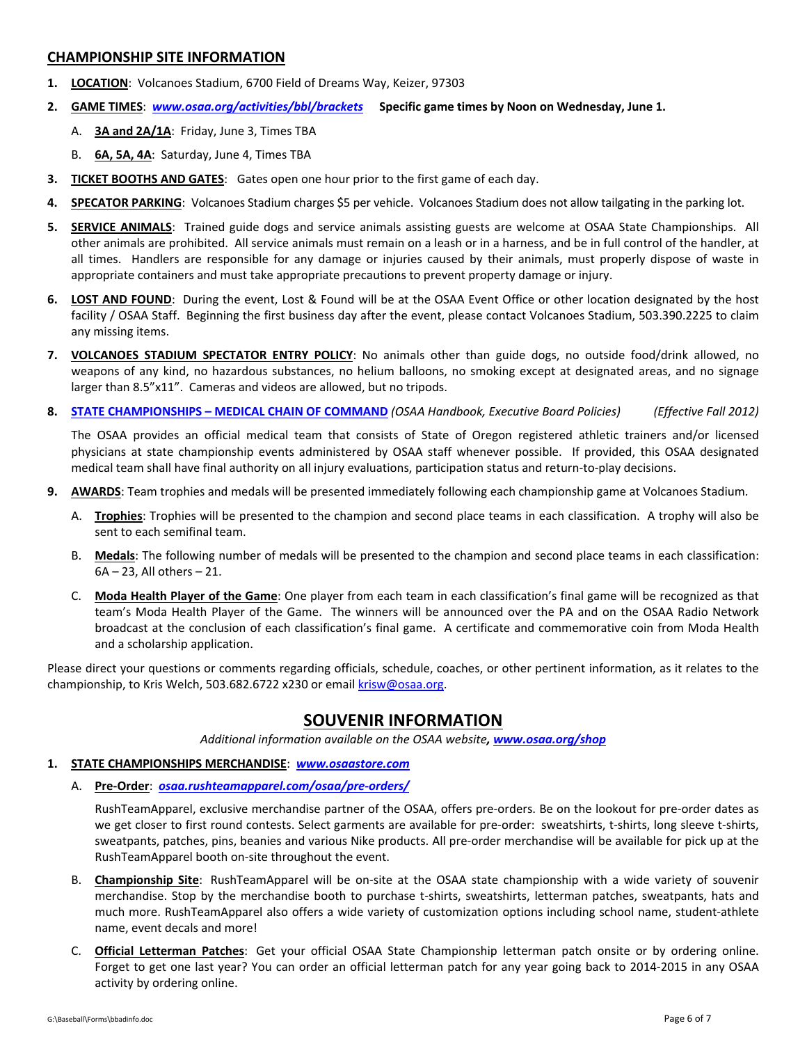## CHAMPIONSHIP SITE INFORMATION

1. **LOCATION**: Volcanoes Stadium, 6700 Field of Dreams Way, Keizer, 97303
2. **GAME TIMES**: ***www.osaa.org/activities/bbl/brackets*** **Specific game times by Noon on Wednesday, June 1.**
   - A. **3A and 2A/1A**: Friday, June 3, Times TBA
   - B. **6A, 5A, 4A**: Saturday, June 4, Times TBA
3. **TICKET BOOTHS AND GATES**: Gates open one hour prior to the first game of each day.
4. **SPECATOR PARKING**: Volcanoes Stadium charges $5 per vehicle. Volcanoes Stadium does not allow tailgating in the parking lot.
5. **SERVICE ANIMALS**: Trained guide dogs and service animals assisting guests are welcome at OSAA State Championships. All other animals are prohibited. All service animals must remain on a leash or in a harness, and be in full control of the handler, at all times. Handlers are responsible for any damage or injuries caused by their animals, must properly dispose of waste in appropriate containers and must take appropriate precautions to prevent property damage or injury.
6. **LOST AND FOUND**: During the event, Lost & Found will be at the OSAA Event Office or other location designated by the host facility / OSAA Staff. Beginning the first business day after the event, please contact Volcanoes Stadium, 503.390.2225 to claim any missing items.
7. **VOLCANOES STADIUM SPECTATOR ENTRY POLICY**: No animals other than guide dogs, no outside food/drink allowed, no weapons of any kind, no hazardous substances, no helium balloons, no smoking except at designated areas, and no signage larger than 8.5"x11". Cameras and videos are allowed, but no tripods.
8. **STATE CHAMPIONSHIPS – MEDICAL CHAIN OF COMMAND** *(OSAA Handbook, Executive Board Policies)* *(Effective Fall 2012)*

   The OSAA provides an official medical team that consists of State of Oregon registered athletic trainers and/or licensed physicians at state championship events administered by OSAA staff whenever possible. If provided, this OSAA designated medical team shall have final authority on all injury evaluations, participation status and return-to-play decisions.
9. **AWARDS**: Team trophies and medals will be presented immediately following each championship game at Volcanoes Stadium.
   - A. **Trophies**: Trophies will be presented to the champion and second place teams in each classification. A trophy will also be sent to each semifinal team.
   - B. **Medals**: The following number of medals will be presented to the champion and second place teams in each classification: 6A – 23, All others – 21.
   - C. **Moda Health Player of the Game**: One player from each team in each classification's final game will be recognized as that team's Moda Health Player of the Game. The winners will be announced over the PA and on the OSAA Radio Network broadcast at the conclusion of each classification's final game. A certificate and commemorative coin from Moda Health and a scholarship application.

Please direct your questions or comments regarding officials, schedule, coaches, or other pertinent information, as it relates to the championship, to Kris Welch, 503.682.6722 x230 or email krisw@osaa.org.

## SOUVENIR INFORMATION

*Additional information available on the OSAA website, **www.osaa.org/shop***

1. **STATE CHAMPIONSHIPS MERCHANDISE**: ***www.osaastore.com***
   - A. **Pre-Order**: ***osaa.rushteamapparel.com/osaa/pre-orders/***

     RushTeamApparel, exclusive merchandise partner of the OSAA, offers pre-orders. Be on the lookout for pre-order dates as we get closer to first round contests. Select garments are available for pre-order: sweatshirts, t-shirts, long sleeve t-shirts, sweatpants, patches, pins, beanies and various Nike products. All pre-order merchandise will be available for pick up at the RushTeamApparel booth on-site throughout the event.
   - B. **Championship Site**: RushTeamApparel will be on-site at the OSAA state championship with a wide variety of souvenir merchandise. Stop by the merchandise booth to purchase t-shirts, sweatshirts, letterman patches, sweatpants, hats and much more. RushTeamApparel also offers a wide variety of customization options including school name, student-athlete name, event decals and more!
   - C. **Official Letterman Patches**: Get your official OSAA State Championship letterman patch onsite or by ordering online. Forget to get one last year? You can order an official letterman patch for any year going back to 2014-2015 in any OSAA activity by ordering online.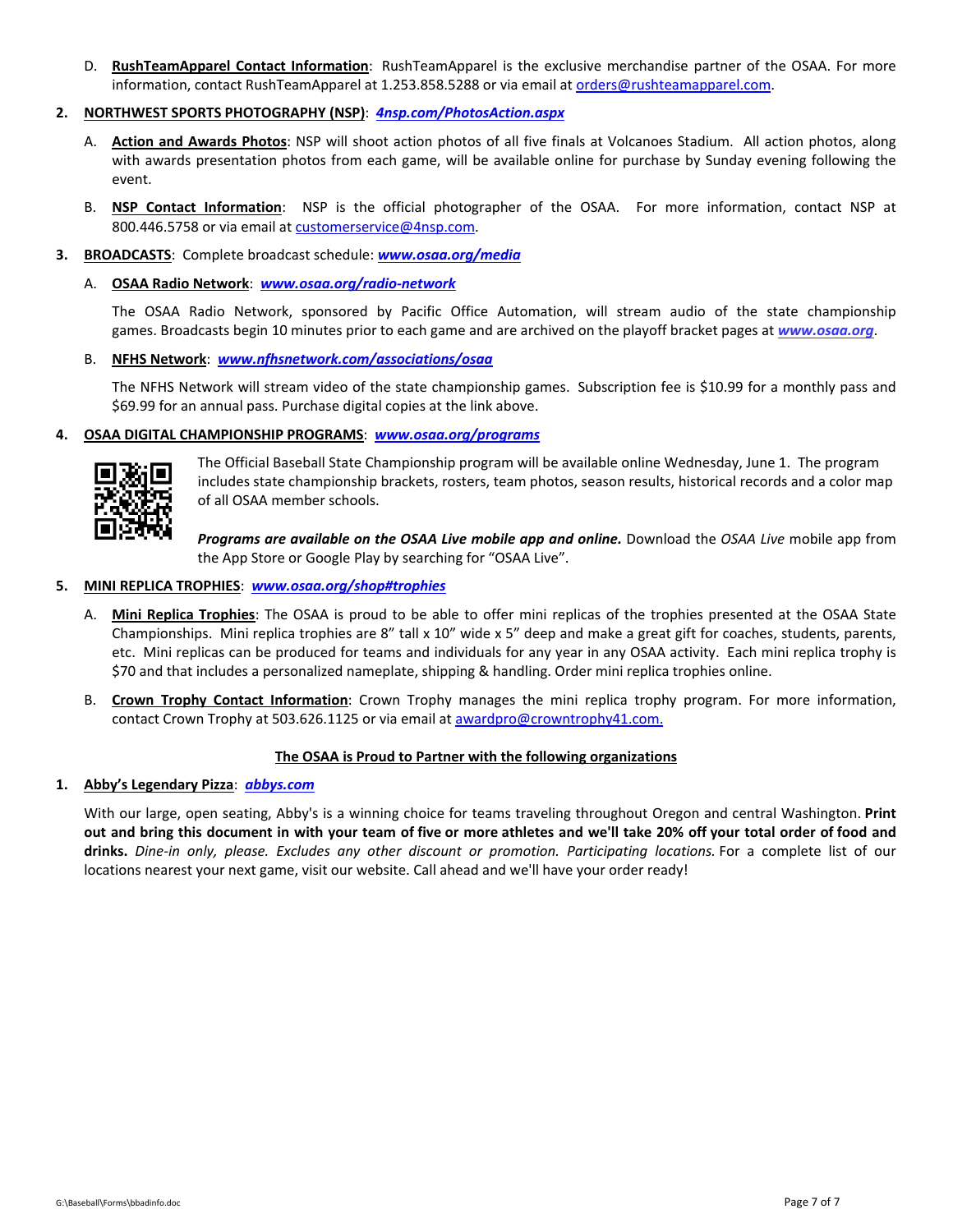D. **RushTeamApparel Contact Information**: RushTeamApparel is the exclusive merchandise partner of the OSAA. For more information, contact RushTeamApparel at 1.253.858.5288 or via email at orders@rushteamapparel.com.

2. **NORTHWEST SPORTS PHOTOGRAPHY (NSP)**: ***4nsp.com/PhotosAction.aspx***

   A. **Action and Awards Photos**: NSP will shoot action photos of all five finals at Volcanoes Stadium. All action photos, along with awards presentation photos from each game, will be available online for purchase by Sunday evening following the event.

   B. **NSP Contact Information**: NSP is the official photographer of the OSAA. For more information, contact NSP at 800.446.5758 or via email at customerservice@4nsp.com.

3. **BROADCASTS**: Complete broadcast schedule: ***www.osaa.org/media***

   A. **OSAA Radio Network**: ***www.osaa.org/radio-network***

   The OSAA Radio Network, sponsored by Pacific Office Automation, will stream audio of the state championship games. Broadcasts begin 10 minutes prior to each game and are archived on the playoff bracket pages at ***www.osaa.org***.

   B. **NFHS Network**: ***www.nfhsnetwork.com/associations/osaa***

   The NFHS Network will stream video of the state championship games. Subscription fee is $10.99 for a monthly pass and $69.99 for an annual pass. Purchase digital copies at the link above.

4. **OSAA DIGITAL CHAMPIONSHIP PROGRAMS**: ***www.osaa.org/programs***

   The Official Baseball State Championship program will be available online Wednesday, June 1. The program includes state championship brackets, rosters, team photos, season results, historical records and a color map of all OSAA member schools.

   ***Programs are available on the OSAA Live mobile app and online.*** Download the *OSAA Live* mobile app from the App Store or Google Play by searching for "OSAA Live".

5. **MINI REPLICA TROPHIES**: ***www.osaa.org/shop#trophies***

   A. **Mini Replica Trophies**: The OSAA is proud to be able to offer mini replicas of the trophies presented at the OSAA State Championships. Mini replica trophies are 8" tall x 10" wide x 5" deep and make a great gift for coaches, students, parents, etc. Mini replicas can be produced for teams and individuals for any year in any OSAA activity. Each mini replica trophy is $70 and that includes a personalized nameplate, shipping & handling. Order mini replica trophies online.

   B. **Crown Trophy Contact Information**: Crown Trophy manages the mini replica trophy program. For more information, contact Crown Trophy at 503.626.1125 or via email at awardpro@crowntrophy41.com.

**The OSAA is Proud to Partner with the following organizations**

1. **Abby's Legendary Pizza**: ***abbys.com***

   With our large, open seating, Abby's is a winning choice for teams traveling throughout Oregon and central Washington. **Print out and bring this document in with your team of five or more athletes and we'll take 20% off your total order of food and drinks.** *Dine-in only, please. Excludes any other discount or promotion. Participating locations.* For a complete list of our locations nearest your next game, visit our website. Call ahead and we'll have your order ready!